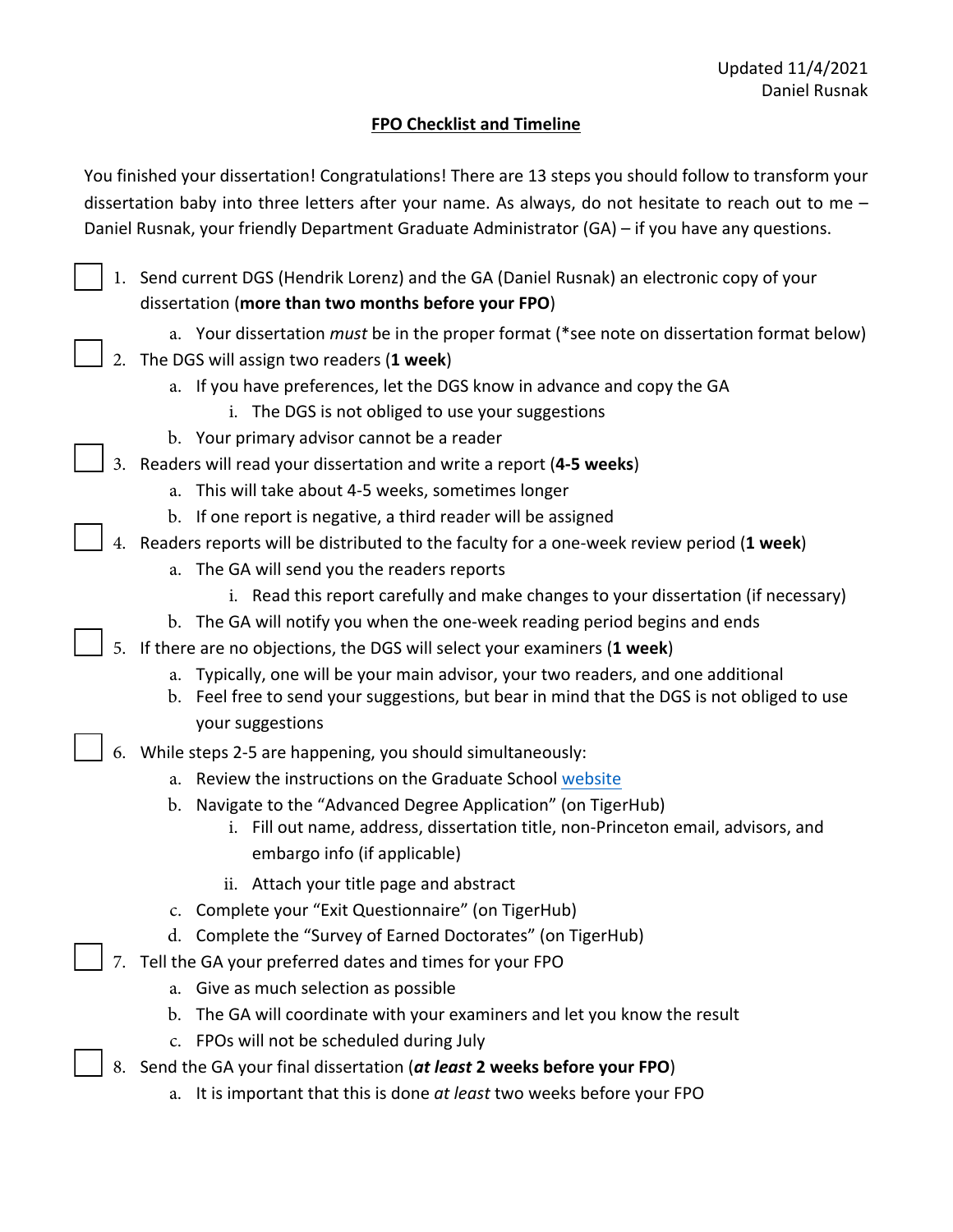Updated 11/4/2021
Daniel Rusnak

# FPO Checklist and Timeline

You finished your dissertation! Congratulations! There are 13 steps you should follow to transform your dissertation baby into three letters after your name. As always, do not hesitate to reach out to me – Daniel Rusnak, your friendly Department Graduate Administrator (GA) – if you have any questions.

- [ ] 1. Send current DGS (Hendrik Lorenz) and the GA (Daniel Rusnak) an electronic copy of your dissertation (**more than two months before your FPO**)
    - a. Your dissertation *must* be in the proper format (*see note on dissertation format below)
- [ ] 2. The DGS will assign two readers (**1 week**)
    - a. If you have preferences, let the DGS know in advance and copy the GA
        - i. The DGS is not obliged to use your suggestions
    - b. Your primary advisor cannot be a reader
- [ ] 3. Readers will read your dissertation and write a report (**4-5 weeks**)
    - a. This will take about 4-5 weeks, sometimes longer
    - b. If one report is negative, a third reader will be assigned
- [ ] 4. Readers reports will be distributed to the faculty for a one-week review period (**1 week**)
    - a. The GA will send you the readers reports
        - i. Read this report carefully and make changes to your dissertation (if necessary)
    - b. The GA will notify you when the one-week reading period begins and ends
- [ ] 5. If there are no objections, the DGS will select your examiners (**1 week**)
    - a. Typically, one will be your main advisor, your two readers, and one additional
    - b. Feel free to send your suggestions, but bear in mind that the DGS is not obliged to use your suggestions
- [ ] 6. While steps 2-5 are happening, you should simultaneously:
    - a. Review the instructions on the Graduate School website
    - b. Navigate to the "Advanced Degree Application" (on TigerHub)
        - i. Fill out name, address, dissertation title, non-Princeton email, advisors, and embargo info (if applicable)
        - ii. Attach your title page and abstract
    - c. Complete your "Exit Questionnaire" (on TigerHub)
    - d. Complete the "Survey of Earned Doctorates" (on TigerHub)
- [ ] 7. Tell the GA your preferred dates and times for your FPO
    - a. Give as much selection as possible
    - b. The GA will coordinate with your examiners and let you know the result
    - c. FPOs will not be scheduled during July
- [ ] 8. Send the GA your final dissertation (***at least* 2 weeks before your FPO**)
    - a. It is important that this is done *at least* two weeks before your FPO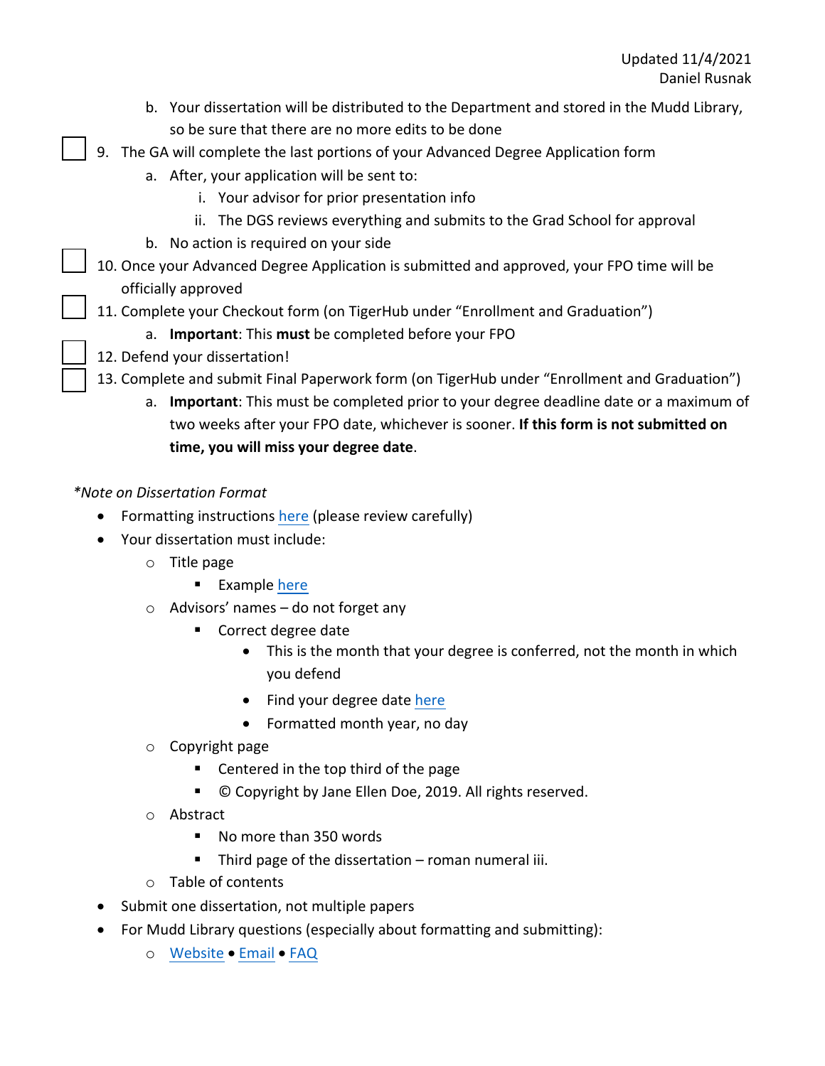b. Your dissertation will be distributed to the Department and stored in the Mudd Library, so be sure that there are no more edits to be done

- [ ] 9. The GA will complete the last portions of your Advanced Degree Application form
    - a. After, your application will be sent to:
        - i. Your advisor for prior presentation info
        - ii. The DGS reviews everything and submits to the Grad School for approval
    - b. No action is required on your side
- [ ] 10. Once your Advanced Degree Application is submitted and approved, your FPO time will be officially approved
- [ ] 11. Complete your Checkout form (on TigerHub under "Enrollment and Graduation")
    - a. **Important**: This **must** be completed before your FPO
- [ ] 12. Defend your dissertation!
- [ ] 13. Complete and submit Final Paperwork form (on TigerHub under "Enrollment and Graduation")
    - a. **Important**: This must be completed prior to your degree deadline date or a maximum of two weeks after your FPO date, whichever is sooner. **If this form is not submitted on time, you will miss your degree date**.

*\*Note on Dissertation Format*

- Formatting instructions here (please review carefully)
- Your dissertation must include:
    - Title page
        - Example here
    - Advisors' names – do not forget any
        - Correct degree date
            - This is the month that your degree is conferred, not the month in which you defend
            - Find your degree date here
            - Formatted month year, no day
    - Copyright page
        - Centered in the top third of the page
        - © Copyright by Jane Ellen Doe, 2019. All rights reserved.
    - Abstract
        - No more than 350 words
        - Third page of the dissertation – roman numeral iii.
    - Table of contents
- Submit one dissertation, not multiple papers
- For Mudd Library questions (especially about formatting and submitting):
    - Website • Email • FAQ